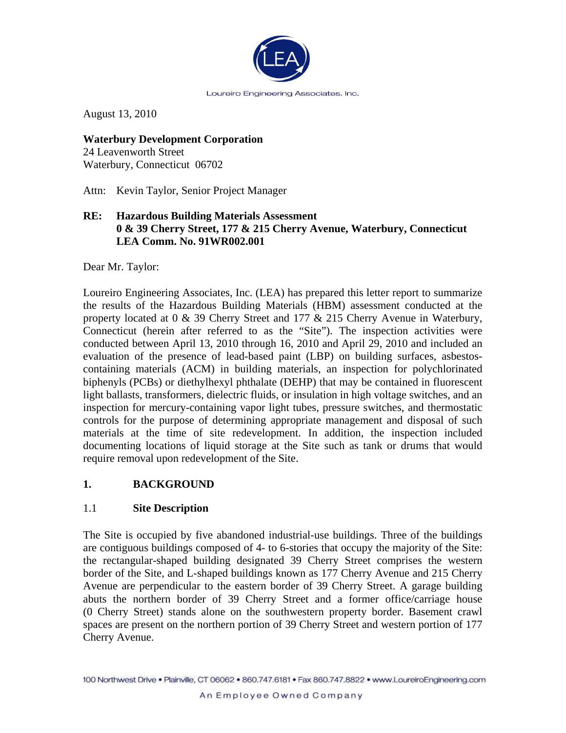Loureiro Engineering Associates, Inc.

August 13, 2010

**Waterbury Development Corporation**
24 Leavenworth Street
Waterbury, Connecticut 06702

Attn: Kevin Taylor, Senior Project Manager

**RE: Hazardous Building Materials Assessment**
**0 & 39 Cherry Street, 177 & 215 Cherry Avenue, Waterbury, Connecticut**
**LEA Comm. No. 91WR002.001**

Dear Mr. Taylor:

Loureiro Engineering Associates, Inc. (LEA) has prepared this letter report to summarize the results of the Hazardous Building Materials (HBM) assessment conducted at the property located at 0 & 39 Cherry Street and 177 & 215 Cherry Avenue in Waterbury, Connecticut (herein after referred to as the "Site"). The inspection activities were conducted between April 13, 2010 through 16, 2010 and April 29, 2010 and included an evaluation of the presence of lead-based paint (LBP) on building surfaces, asbestos-containing materials (ACM) in building materials, an inspection for polychlorinated biphenyls (PCBs) or diethylhexyl phthalate (DEHP) that may be contained in fluorescent light ballasts, transformers, dielectric fluids, or insulation in high voltage switches, and an inspection for mercury-containing vapor light tubes, pressure switches, and thermostatic controls for the purpose of determining appropriate management and disposal of such materials at the time of site redevelopment. In addition, the inspection included documenting locations of liquid storage at the Site such as tank or drums that would require removal upon redevelopment of the Site.

## 1. BACKGROUND

### 1.1 Site Description

The Site is occupied by five abandoned industrial-use buildings. Three of the buildings are contiguous buildings composed of 4- to 6-stories that occupy the majority of the Site: the rectangular-shaped building designated 39 Cherry Street comprises the western border of the Site, and L-shaped buildings known as 177 Cherry Avenue and 215 Cherry Avenue are perpendicular to the eastern border of 39 Cherry Street. A garage building abuts the northern border of 39 Cherry Street and a former office/carriage house (0 Cherry Street) stands alone on the southwestern property border. Basement crawl spaces are present on the northern portion of 39 Cherry Street and western portion of 177 Cherry Avenue.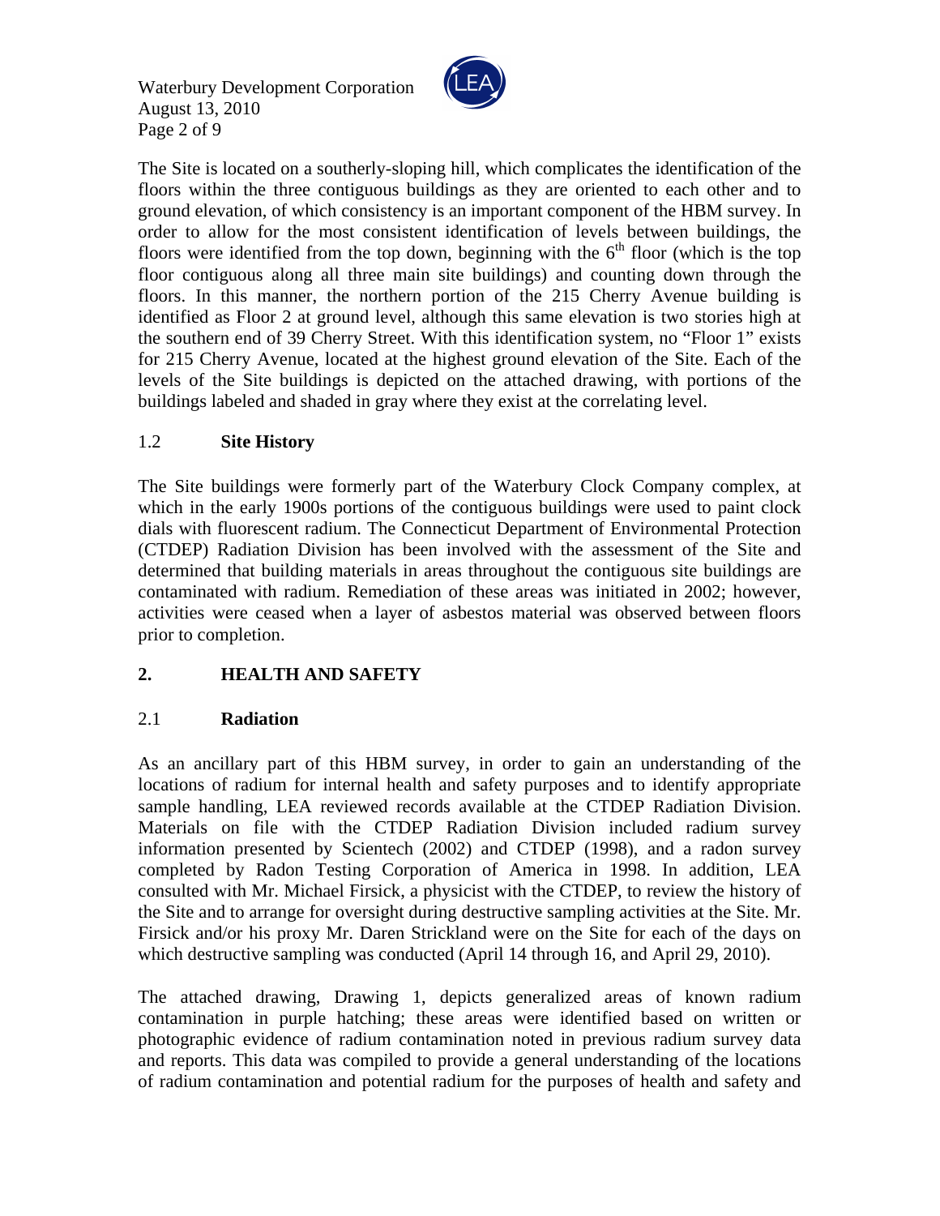The Site is located on a southerly-sloping hill, which complicates the identification of the floors within the three contiguous buildings as they are oriented to each other and to ground elevation, of which consistency is an important component of the HBM survey. In order to allow for the most consistent identification of levels between buildings, the floors were identified from the top down, beginning with the 6th floor (which is the top floor contiguous along all three main site buildings) and counting down through the floors. In this manner, the northern portion of the 215 Cherry Avenue building is identified as Floor 2 at ground level, although this same elevation is two stories high at the southern end of 39 Cherry Street. With this identification system, no "Floor 1" exists for 215 Cherry Avenue, located at the highest ground elevation of the Site. Each of the levels of the Site buildings is depicted on the attached drawing, with portions of the buildings labeled and shaded in gray where they exist at the correlating level.

### 1.2 Site History

The Site buildings were formerly part of the Waterbury Clock Company complex, at which in the early 1900s portions of the contiguous buildings were used to paint clock dials with fluorescent radium. The Connecticut Department of Environmental Protection (CTDEP) Radiation Division has been involved with the assessment of the Site and determined that building materials in areas throughout the contiguous site buildings are contaminated with radium. Remediation of these areas was initiated in 2002; however, activities were ceased when a layer of asbestos material was observed between floors prior to completion.

## 2. HEALTH AND SAFETY

### 2.1 Radiation

As an ancillary part of this HBM survey, in order to gain an understanding of the locations of radium for internal health and safety purposes and to identify appropriate sample handling, LEA reviewed records available at the CTDEP Radiation Division. Materials on file with the CTDEP Radiation Division included radium survey information presented by Scientech (2002) and CTDEP (1998), and a radon survey completed by Radon Testing Corporation of America in 1998. In addition, LEA consulted with Mr. Michael Firsick, a physicist with the CTDEP, to review the history of the Site and to arrange for oversight during destructive sampling activities at the Site. Mr. Firsick and/or his proxy Mr. Daren Strickland were on the Site for each of the days on which destructive sampling was conducted (April 14 through 16, and April 29, 2010).

The attached drawing, Drawing 1, depicts generalized areas of known radium contamination in purple hatching; these areas were identified based on written or photographic evidence of radium contamination noted in previous radium survey data and reports. This data was compiled to provide a general understanding of the locations of radium contamination and potential radium for the purposes of health and safety and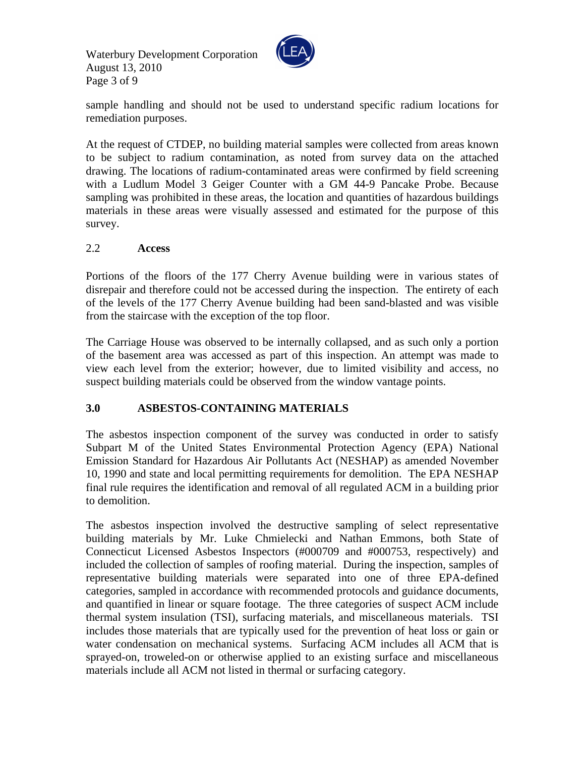sample handling and should not be used to understand specific radium locations for remediation purposes.

At the request of CTDEP, no building material samples were collected from areas known to be subject to radium contamination, as noted from survey data on the attached drawing. The locations of radium-contaminated areas were confirmed by field screening with a Ludlum Model 3 Geiger Counter with a GM 44-9 Pancake Probe. Because sampling was prohibited in these areas, the location and quantities of hazardous buildings materials in these areas were visually assessed and estimated for the purpose of this survey.

### 2.2 **Access**

Portions of the floors of the 177 Cherry Avenue building were in various states of disrepair and therefore could not be accessed during the inspection. The entirety of each of the levels of the 177 Cherry Avenue building had been sand-blasted and was visible from the staircase with the exception of the top floor.

The Carriage House was observed to be internally collapsed, and as such only a portion of the basement area was accessed as part of this inspection. An attempt was made to view each level from the exterior; however, due to limited visibility and access, no suspect building materials could be observed from the window vantage points.

## **3.0 ASBESTOS-CONTAINING MATERIALS**

The asbestos inspection component of the survey was conducted in order to satisfy Subpart M of the United States Environmental Protection Agency (EPA) National Emission Standard for Hazardous Air Pollutants Act (NESHAP) as amended November 10, 1990 and state and local permitting requirements for demolition. The EPA NESHAP final rule requires the identification and removal of all regulated ACM in a building prior to demolition.

The asbestos inspection involved the destructive sampling of select representative building materials by Mr. Luke Chmielecki and Nathan Emmons, both State of Connecticut Licensed Asbestos Inspectors (#000709 and #000753, respectively) and included the collection of samples of roofing material. During the inspection, samples of representative building materials were separated into one of three EPA-defined categories, sampled in accordance with recommended protocols and guidance documents, and quantified in linear or square footage. The three categories of suspect ACM include thermal system insulation (TSI), surfacing materials, and miscellaneous materials. TSI includes those materials that are typically used for the prevention of heat loss or gain or water condensation on mechanical systems. Surfacing ACM includes all ACM that is sprayed-on, troweled-on or otherwise applied to an existing surface and miscellaneous materials include all ACM not listed in thermal or surfacing category.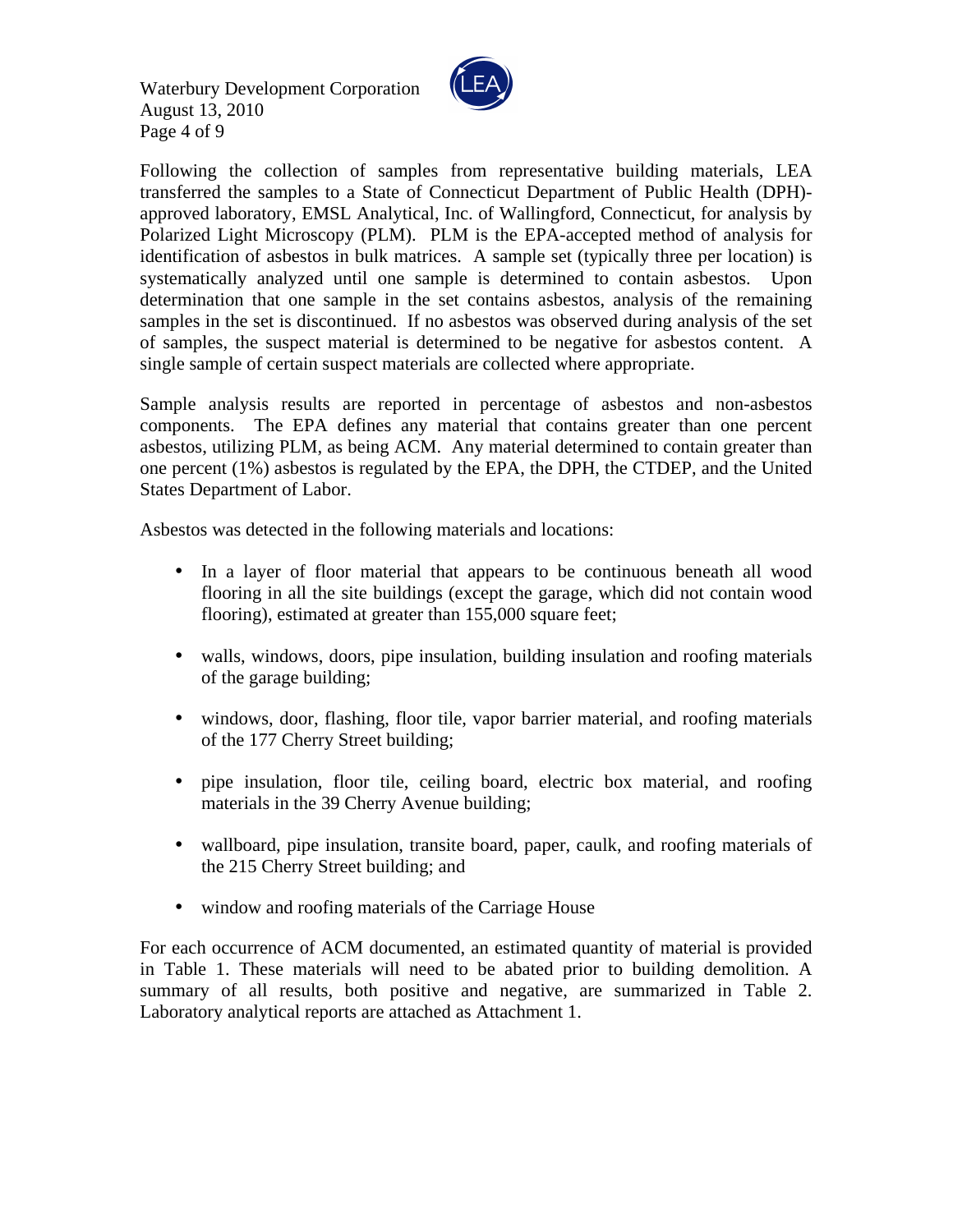Following the collection of samples from representative building materials, LEA transferred the samples to a State of Connecticut Department of Public Health (DPH)-approved laboratory, EMSL Analytical, Inc. of Wallingford, Connecticut, for analysis by Polarized Light Microscopy (PLM). PLM is the EPA-accepted method of analysis for identification of asbestos in bulk matrices. A sample set (typically three per location) is systematically analyzed until one sample is determined to contain asbestos. Upon determination that one sample in the set contains asbestos, analysis of the remaining samples in the set is discontinued. If no asbestos was observed during analysis of the set of samples, the suspect material is determined to be negative for asbestos content. A single sample of certain suspect materials are collected where appropriate.

Sample analysis results are reported in percentage of asbestos and non-asbestos components. The EPA defines any material that contains greater than one percent asbestos, utilizing PLM, as being ACM. Any material determined to contain greater than one percent (1%) asbestos is regulated by the EPA, the DPH, the CTDEP, and the United States Department of Labor.

Asbestos was detected in the following materials and locations:

- In a layer of floor material that appears to be continuous beneath all wood flooring in all the site buildings (except the garage, which did not contain wood flooring), estimated at greater than 155,000 square feet;

- walls, windows, doors, pipe insulation, building insulation and roofing materials of the garage building;

- windows, door, flashing, floor tile, vapor barrier material, and roofing materials of the 177 Cherry Street building;

- pipe insulation, floor tile, ceiling board, electric box material, and roofing materials in the 39 Cherry Avenue building;

- wallboard, pipe insulation, transite board, paper, caulk, and roofing materials of the 215 Cherry Street building; and

- window and roofing materials of the Carriage House

For each occurrence of ACM documented, an estimated quantity of material is provided in Table 1. These materials will need to be abated prior to building demolition. A summary of all results, both positive and negative, are summarized in Table 2. Laboratory analytical reports are attached as Attachment 1.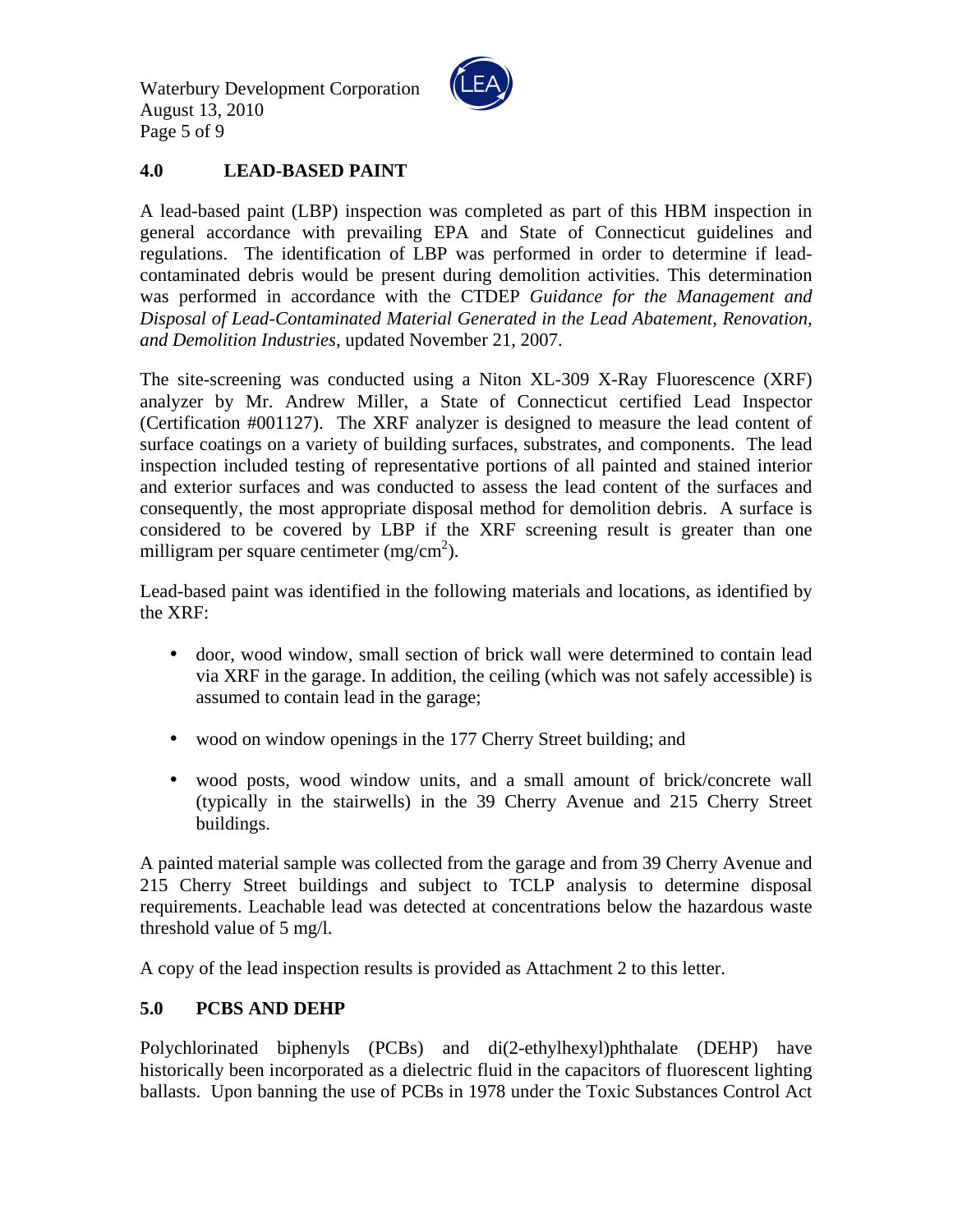## 4.0 LEAD-BASED PAINT

A lead-based paint (LBP) inspection was completed as part of this HBM inspection in general accordance with prevailing EPA and State of Connecticut guidelines and regulations. The identification of LBP was performed in order to determine if lead-contaminated debris would be present during demolition activities. This determination was performed in accordance with the CTDEP *Guidance for the Management and Disposal of Lead-Contaminated Material Generated in the Lead Abatement, Renovation, and Demolition Industries*, updated November 21, 2007.

The site-screening was conducted using a Niton XL-309 X-Ray Fluorescence (XRF) analyzer by Mr. Andrew Miller, a State of Connecticut certified Lead Inspector (Certification #001127). The XRF analyzer is designed to measure the lead content of surface coatings on a variety of building surfaces, substrates, and components. The lead inspection included testing of representative portions of all painted and stained interior and exterior surfaces and was conducted to assess the lead content of the surfaces and consequently, the most appropriate disposal method for demolition debris. A surface is considered to be covered by LBP if the XRF screening result is greater than one milligram per square centimeter ($mg/cm^2$).

Lead-based paint was identified in the following materials and locations, as identified by the XRF:

- door, wood window, small section of brick wall were determined to contain lead via XRF in the garage. In addition, the ceiling (which was not safely accessible) is assumed to contain lead in the garage;
- wood on window openings in the 177 Cherry Street building; and
- wood posts, wood window units, and a small amount of brick/concrete wall (typically in the stairwells) in the 39 Cherry Avenue and 215 Cherry Street buildings.

A painted material sample was collected from the garage and from 39 Cherry Avenue and 215 Cherry Street buildings and subject to TCLP analysis to determine disposal requirements. Leachable lead was detected at concentrations below the hazardous waste threshold value of 5 mg/l.

A copy of the lead inspection results is provided as Attachment 2 to this letter.

## 5.0 PCBS AND DEHP

Polychlorinated biphenyls (PCBs) and di(2-ethylhexyl)phthalate (DEHP) have historically been incorporated as a dielectric fluid in the capacitors of fluorescent lighting ballasts. Upon banning the use of PCBs in 1978 under the Toxic Substances Control Act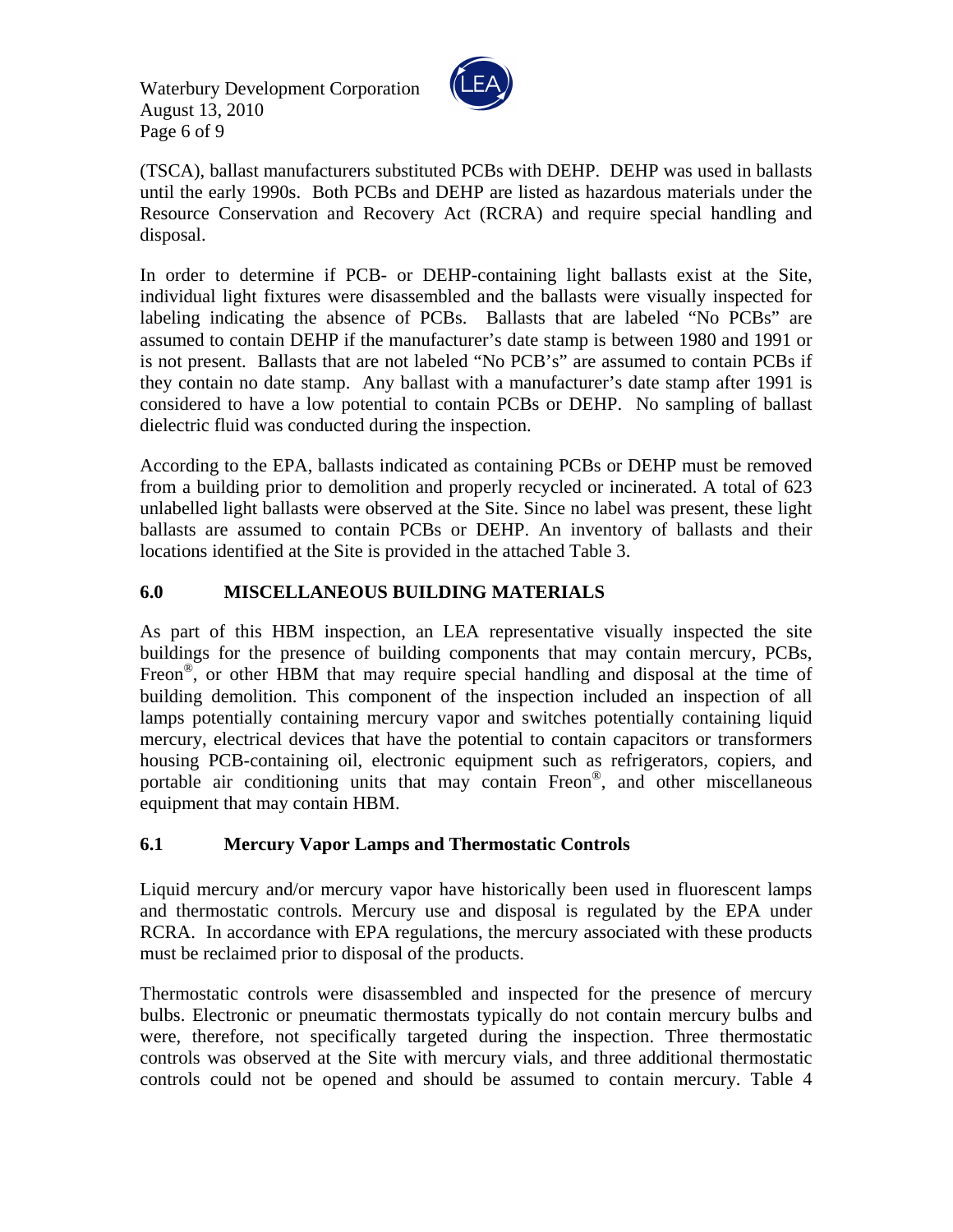(TSCA), ballast manufacturers substituted PCBs with DEHP. DEHP was used in ballasts until the early 1990s. Both PCBs and DEHP are listed as hazardous materials under the Resource Conservation and Recovery Act (RCRA) and require special handling and disposal.

In order to determine if PCB- or DEHP-containing light ballasts exist at the Site, individual light fixtures were disassembled and the ballasts were visually inspected for labeling indicating the absence of PCBs. Ballasts that are labeled "No PCBs" are assumed to contain DEHP if the manufacturer's date stamp is between 1980 and 1991 or is not present. Ballasts that are not labeled "No PCB's" are assumed to contain PCBs if they contain no date stamp. Any ballast with a manufacturer's date stamp after 1991 is considered to have a low potential to contain PCBs or DEHP. No sampling of ballast dielectric fluid was conducted during the inspection.

According to the EPA, ballasts indicated as containing PCBs or DEHP must be removed from a building prior to demolition and properly recycled or incinerated. A total of 623 unlabelled light ballasts were observed at the Site. Since no label was present, these light ballasts are assumed to contain PCBs or DEHP. An inventory of ballasts and their locations identified at the Site is provided in the attached Table 3.

## 6.0 MISCELLANEOUS BUILDING MATERIALS

As part of this HBM inspection, an LEA representative visually inspected the site buildings for the presence of building components that may contain mercury, PCBs, Freon®, or other HBM that may require special handling and disposal at the time of building demolition. This component of the inspection included an inspection of all lamps potentially containing mercury vapor and switches potentially containing liquid mercury, electrical devices that have the potential to contain capacitors or transformers housing PCB-containing oil, electronic equipment such as refrigerators, copiers, and portable air conditioning units that may contain Freon®, and other miscellaneous equipment that may contain HBM.

### 6.1 Mercury Vapor Lamps and Thermostatic Controls

Liquid mercury and/or mercury vapor have historically been used in fluorescent lamps and thermostatic controls. Mercury use and disposal is regulated by the EPA under RCRA. In accordance with EPA regulations, the mercury associated with these products must be reclaimed prior to disposal of the products.

Thermostatic controls were disassembled and inspected for the presence of mercury bulbs. Electronic or pneumatic thermostats typically do not contain mercury bulbs and were, therefore, not specifically targeted during the inspection. Three thermostatic controls was observed at the Site with mercury vials, and three additional thermostatic controls could not be opened and should be assumed to contain mercury. Table 4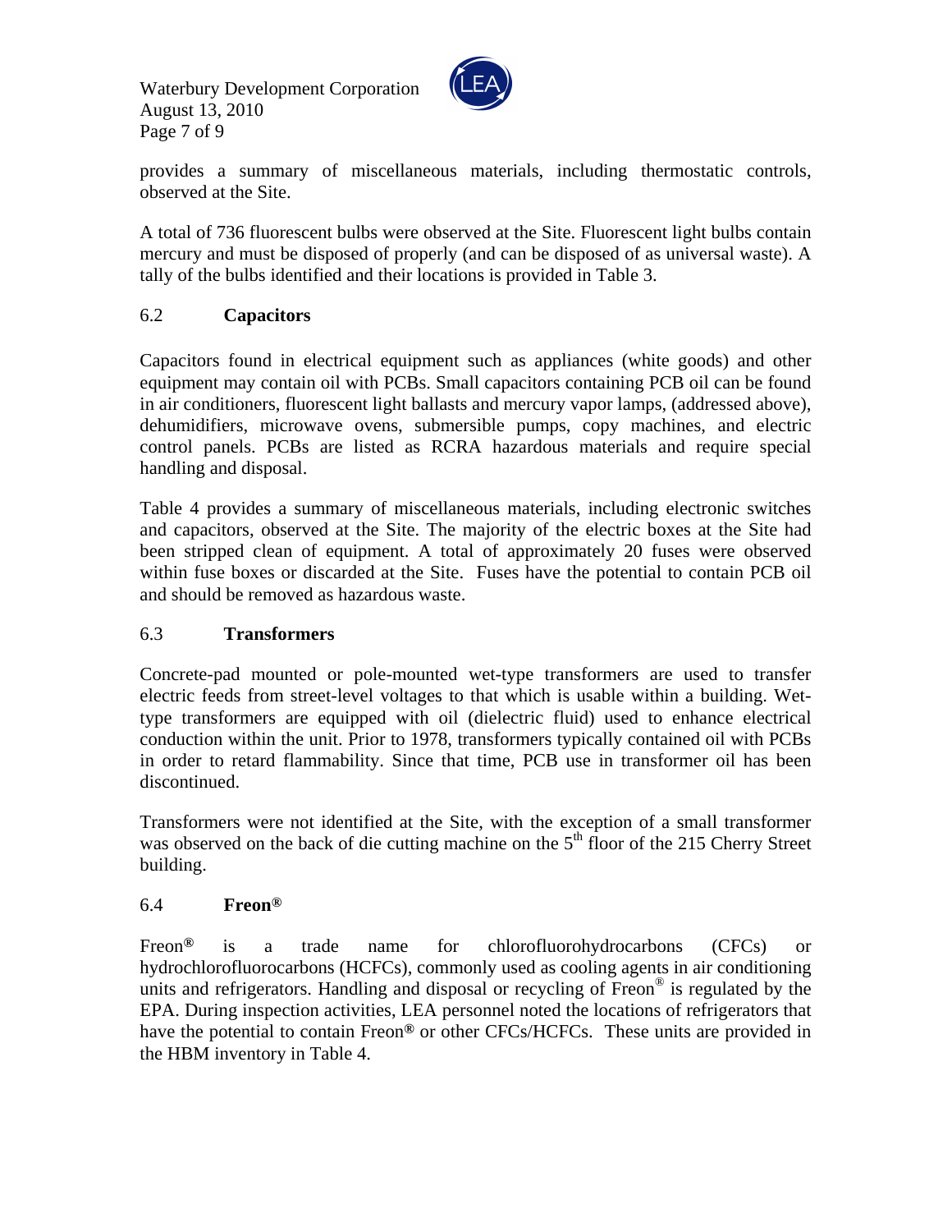provides a summary of miscellaneous materials, including thermostatic controls, observed at the Site.

A total of 736 fluorescent bulbs were observed at the Site. Fluorescent light bulbs contain mercury and must be disposed of properly (and can be disposed of as universal waste). A tally of the bulbs identified and their locations is provided in Table 3.

### 6.2 Capacitors

Capacitors found in electrical equipment such as appliances (white goods) and other equipment may contain oil with PCBs. Small capacitors containing PCB oil can be found in air conditioners, fluorescent light ballasts and mercury vapor lamps, (addressed above), dehumidifiers, microwave ovens, submersible pumps, copy machines, and electric control panels. PCBs are listed as RCRA hazardous materials and require special handling and disposal.

Table 4 provides a summary of miscellaneous materials, including electronic switches and capacitors, observed at the Site. The majority of the electric boxes at the Site had been stripped clean of equipment. A total of approximately 20 fuses were observed within fuse boxes or discarded at the Site. Fuses have the potential to contain PCB oil and should be removed as hazardous waste.

### 6.3 Transformers

Concrete-pad mounted or pole-mounted wet-type transformers are used to transfer electric feeds from street-level voltages to that which is usable within a building. Wet-type transformers are equipped with oil (dielectric fluid) used to enhance electrical conduction within the unit. Prior to 1978, transformers typically contained oil with PCBs in order to retard flammability. Since that time, PCB use in transformer oil has been discontinued.

Transformers were not identified at the Site, with the exception of a small transformer was observed on the back of die cutting machine on the 5th floor of the 215 Cherry Street building.

### 6.4 Freon®

Freon® is a trade name for chlorofluorohydrocarbons (CFCs) or hydrochlorofluorocarbons (HCFCs), commonly used as cooling agents in air conditioning units and refrigerators. Handling and disposal or recycling of Freon® is regulated by the EPA. During inspection activities, LEA personnel noted the locations of refrigerators that have the potential to contain Freon® or other CFCs/HCFCs. These units are provided in the HBM inventory in Table 4.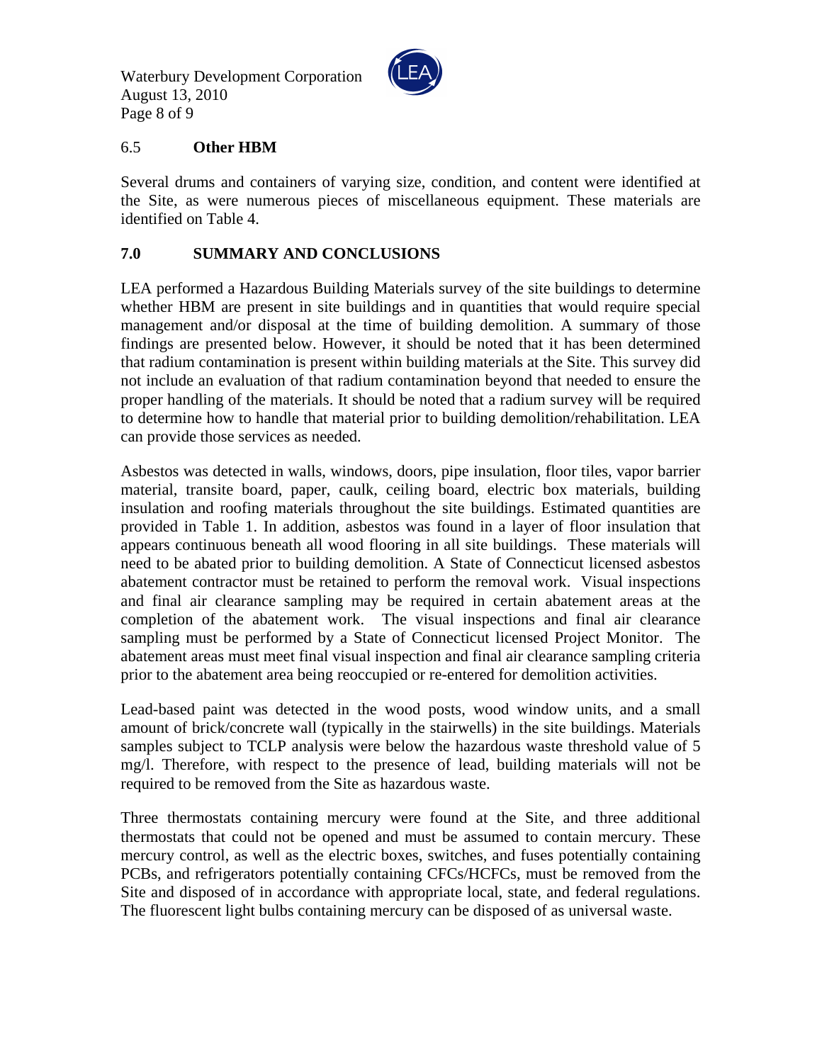### 6.5 **Other HBM**

Several drums and containers of varying size, condition, and content were identified at the Site, as were numerous pieces of miscellaneous equipment. These materials are identified on Table 4.

## 7.0 SUMMARY AND CONCLUSIONS

LEA performed a Hazardous Building Materials survey of the site buildings to determine whether HBM are present in site buildings and in quantities that would require special management and/or disposal at the time of building demolition. A summary of those findings are presented below. However, it should be noted that it has been determined that radium contamination is present within building materials at the Site. This survey did not include an evaluation of that radium contamination beyond that needed to ensure the proper handling of the materials. It should be noted that a radium survey will be required to determine how to handle that material prior to building demolition/rehabilitation. LEA can provide those services as needed.

Asbestos was detected in walls, windows, doors, pipe insulation, floor tiles, vapor barrier material, transite board, paper, caulk, ceiling board, electric box materials, building insulation and roofing materials throughout the site buildings. Estimated quantities are provided in Table 1. In addition, asbestos was found in a layer of floor insulation that appears continuous beneath all wood flooring in all site buildings. These materials will need to be abated prior to building demolition. A State of Connecticut licensed asbestos abatement contractor must be retained to perform the removal work. Visual inspections and final air clearance sampling may be required in certain abatement areas at the completion of the abatement work. The visual inspections and final air clearance sampling must be performed by a State of Connecticut licensed Project Monitor. The abatement areas must meet final visual inspection and final air clearance sampling criteria prior to the abatement area being reoccupied or re-entered for demolition activities.

Lead-based paint was detected in the wood posts, wood window units, and a small amount of brick/concrete wall (typically in the stairwells) in the site buildings. Materials samples subject to TCLP analysis were below the hazardous waste threshold value of 5 mg/l. Therefore, with respect to the presence of lead, building materials will not be required to be removed from the Site as hazardous waste.

Three thermostats containing mercury were found at the Site, and three additional thermostats that could not be opened and must be assumed to contain mercury. These mercury control, as well as the electric boxes, switches, and fuses potentially containing PCBs, and refrigerators potentially containing CFCs/HCFCs, must be removed from the Site and disposed of in accordance with appropriate local, state, and federal regulations. The fluorescent light bulbs containing mercury can be disposed of as universal waste.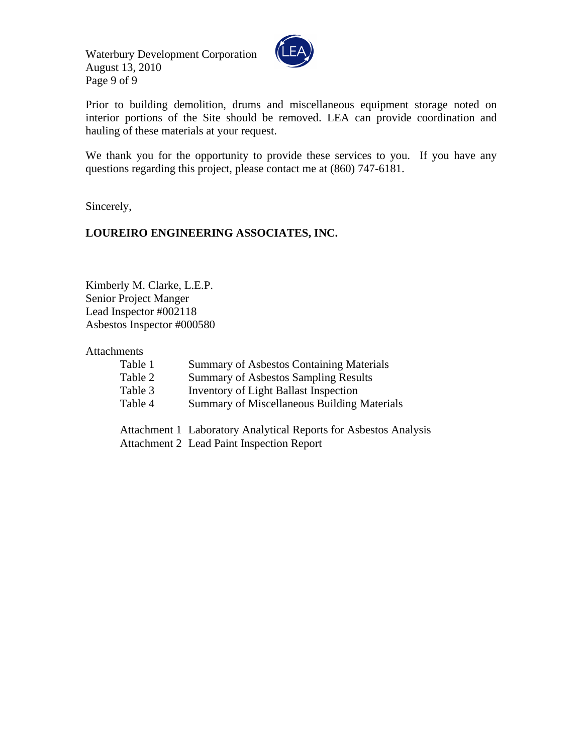Prior to building demolition, drums and miscellaneous equipment storage noted on interior portions of the Site should be removed. LEA can provide coordination and hauling of these materials at your request.

We thank you for the opportunity to provide these services to you. If you have any questions regarding this project, please contact me at (860) 747-6181.

Sincerely,

**LOUREIRO ENGINEERING ASSOCIATES, INC.**

Kimberly M. Clarke, L.E.P.
Senior Project Manger
Lead Inspector #002118
Asbestos Inspector #000580

Attachments

| | |
|---|---|
| Table 1 | Summary of Asbestos Containing Materials |
| Table 2 | Summary of Asbestos Sampling Results |
| Table 3 | Inventory of Light Ballast Inspection |
| Table 4 | Summary of Miscellaneous Building Materials |
| Attachment 1 | Laboratory Analytical Reports for Asbestos Analysis |
| Attachment 2 | Lead Paint Inspection Report |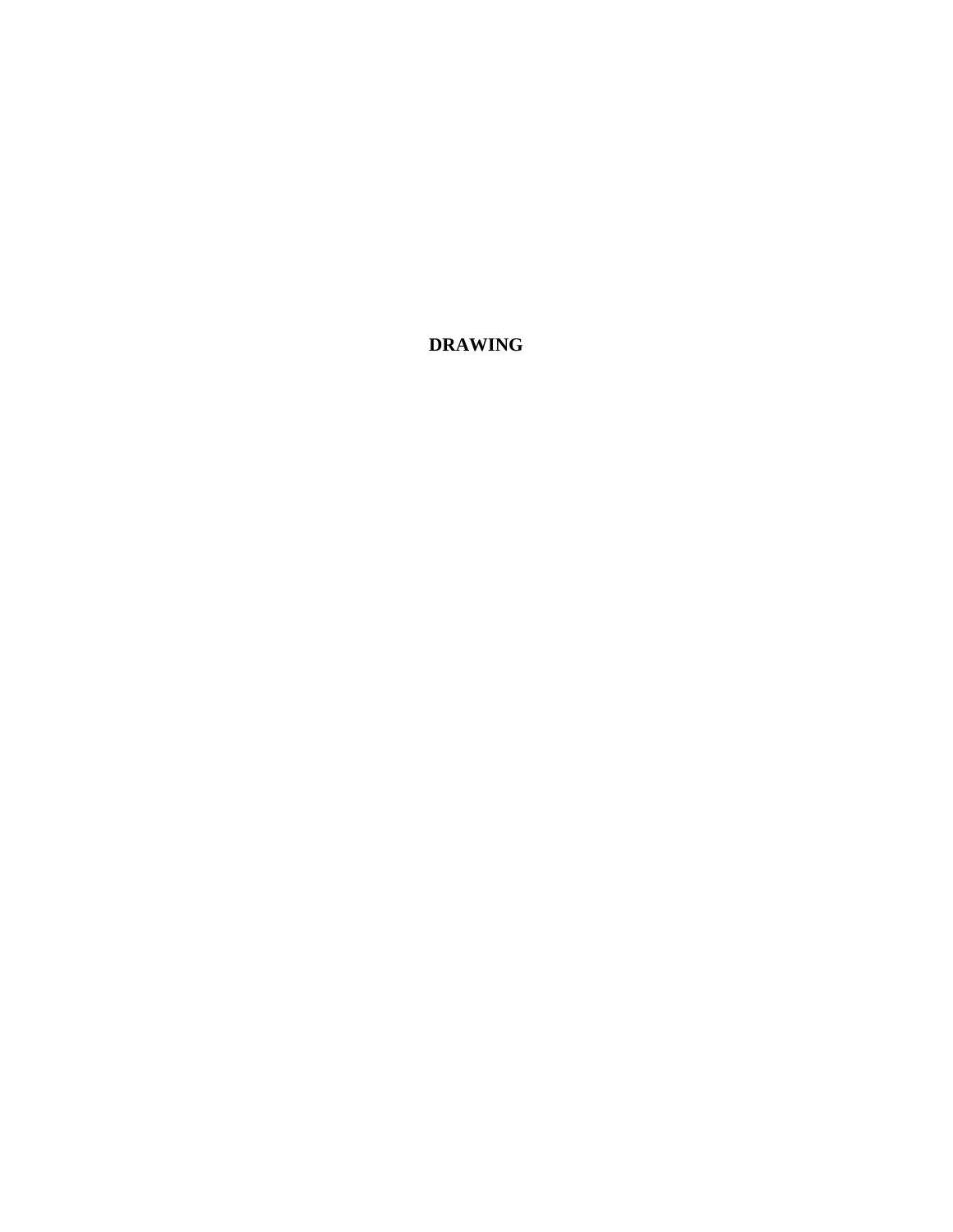**DRAWING**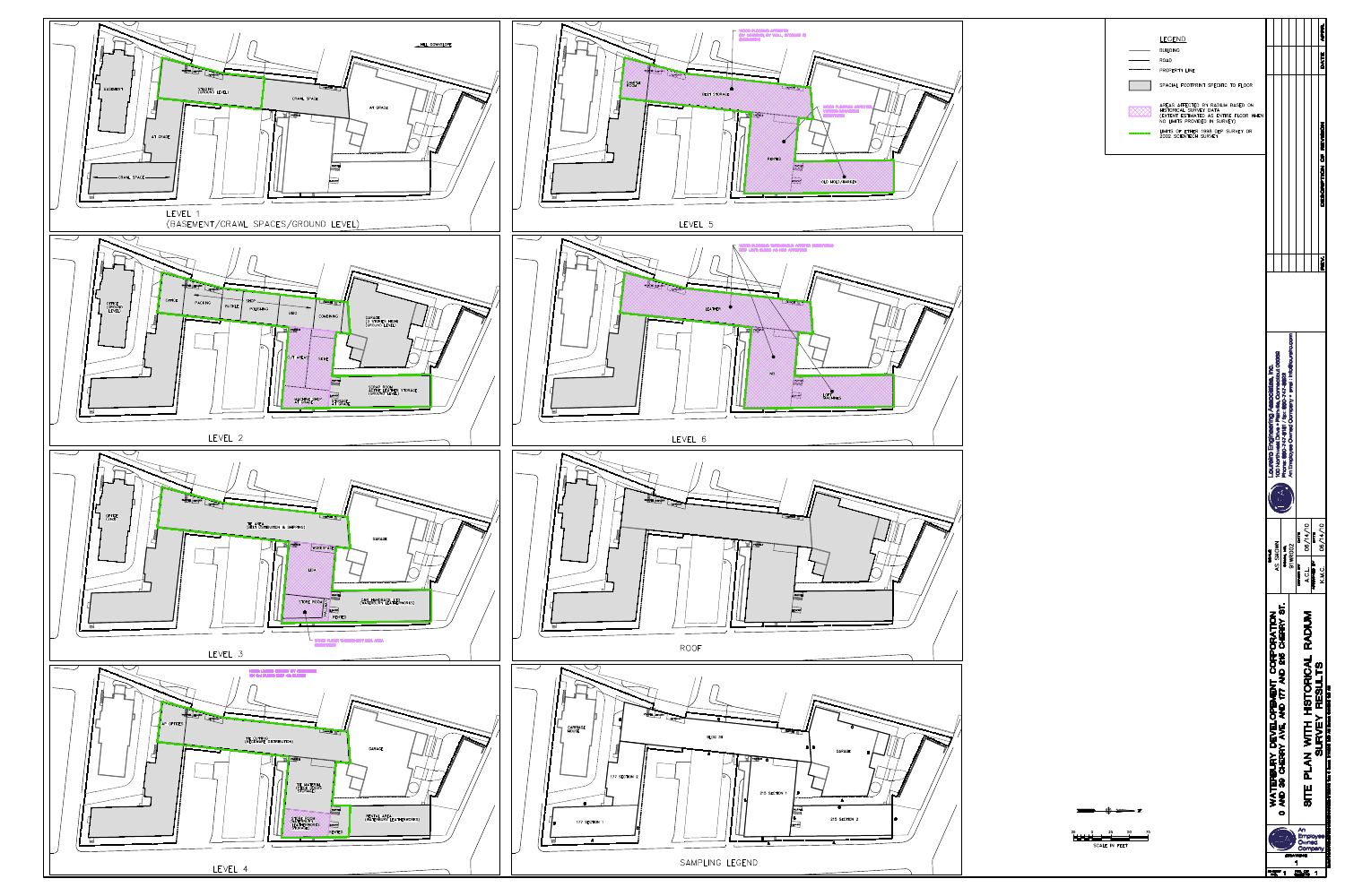## LEVEL 1
(BASEMENT/CRAWL SPACES/GROUND LEVEL)

HILL DOWNSLOPE

BASEMENT

STAMPING (GROUND LEVEL)

CRAWL SPACE

AT GRADE

AT GRADE

CRAWL SPACE

## LEVEL 2

OFFICE (GROUND LEVEL)

OFFICE

PACKING

PICKLE

SHOP

POLISHING

SHOP

COMBINING

GARAGE (3 STORIES HIGH) (GROUND LEVEL)

CUT WEIGH

SIEVE

SCRAP ROOM ACTIVE LEATHER STORAGE (GROUND LEVEL)

MACHINE SHOP AT GRADE

STORAGE AT GRADE

## LEVEL 3

OFFICE LEVEL

TIE AREA (SALES, RETENTION & SHIPPING)

GARAGE

WORKSPACE

LIGA

STORE ROOM

CAR WAREHOUSE LED (WATERBURY LEATHERWORKS)

FOYER

STORE FLOOR THOROUGHLY RAD AREA

## LEVEL 4

WOOD LINING COVERED BY REFINISHED ON 2nd FLOOR DEEP AS FLOORS

AT OFFICE

TIE CUTTING (WAREHOUSE DISTRIBUTION)

GARAGE

TIE MATERIAL STOCK ROOM STORAGE

STOCK ROOM (WATERBURY LEATHERWORKS STORAGE)

FOYER

RENTAL AREA (WATERBURY LEATHERWORKS)

## LEVEL 5

WOOD FLOORING AFFECTED (BY RADIUM, BY WALL, STORAGE IS EXPOSED)

LUMBER ROOM

DRY STORAGE

WOOD FLOORING AFFECTED, LINING MEASURED, RECONTROLLED

FOYER

OLD MOLD/GARDEN

## LEVEL 6

WOOD FLOORING THOROUGHLY AFFECTED RECONTROLLED DEEP LAYS FLOOR AS NOT AFFECTED

LEATHER

RAD

LOFT MACHINES

## ROOF

## SAMPLING LEGEND

CARRIAGE HOUSE

BLDG 38

GARAGE

177 SECTION 2

177 SECTION 1

215 SECTION 1

215 SECTION 2

## LEGEND

- BUILDING
- ROAD
- PROPERTY LINE
- SPACIAL FOOTPRINT SPECIFIC TO FLOOR
- AREAS AFFECTED BY RADIUM BASED ON HISTORICAL SURVEY DATA (EXTENT ESTIMATED AS ENTIRE FLOOR WHEN NO LIMITS PROVIDED IN SURVEY)
- LIMITS OF EITHER 1998 DEP SURVEY OR 2002 SCIENTECH SURVEY

SCALE IN FEET

0 20 40 60

| REV. | DESCRIPTION OF REVISION | DATE | APPR. |
|---|---|---|---|

Loureiro Engineering Associates, Inc.
100 Northwest Drive • Plainville, Connecticut 06062
Phone 860-747-6181 / Fax 860-747-8822
An Employee Owned Company • www.Loureiro.com

SCALE: AS SHOWN

DRAWN BY: A.C.L. DATE: 05/14/10

APPROVED BY: K.M.C. DATE: 05/14/10

WATERBURY DEVELOPMENT CORPORATION
0 AND 39 CHERRY AVE. AND 177 AND 215 CHERRY ST.

SITE PLAN WITH HISTORICAL RADIUM SURVEY RESULTS

An Employee Owned Company

DRAWING 1

SHEET 1 OF 1